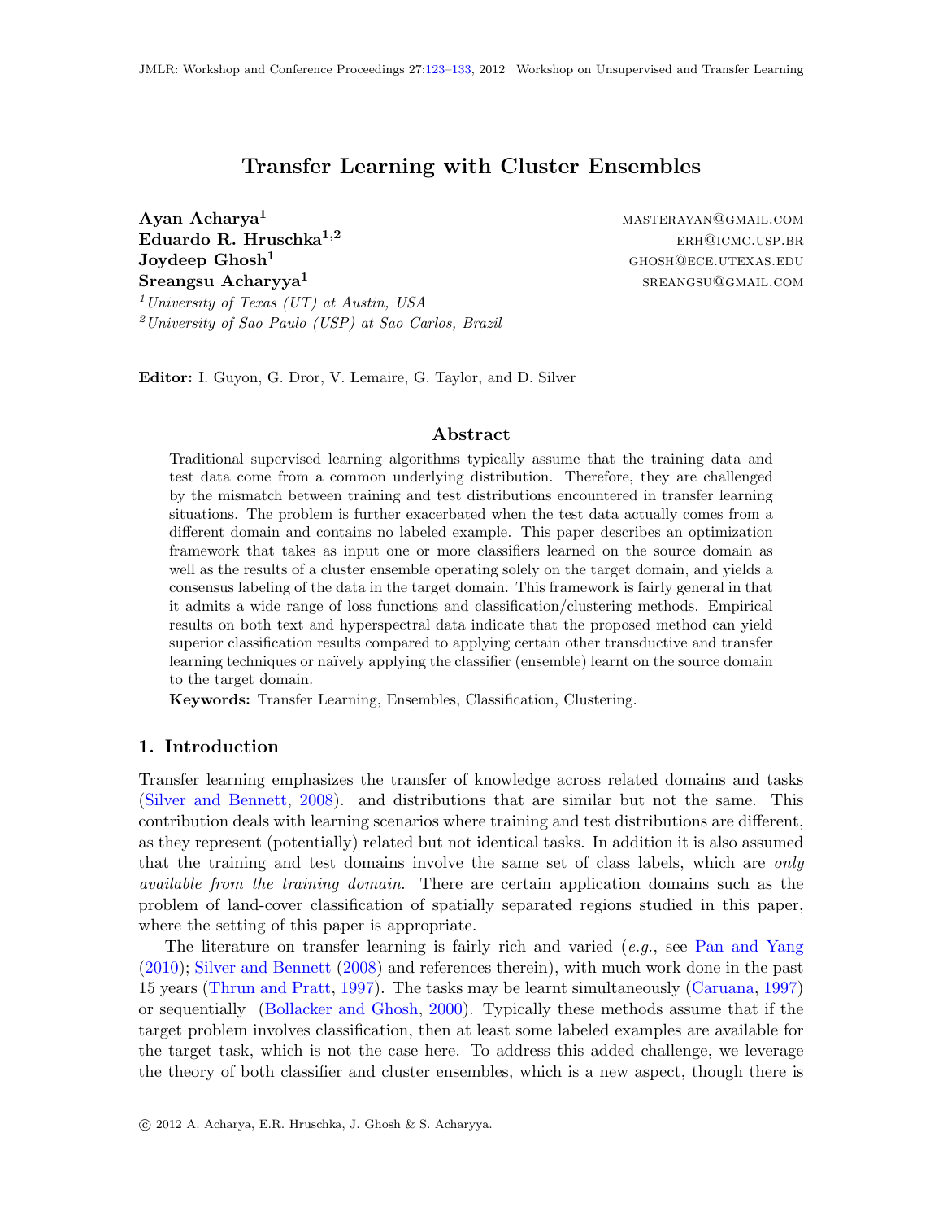# Transfer Learning with Cluster Ensembles

**Ayan Acharya**[1] MASTERAYAN@GMAIL.COM
**Eduardo R. Hruschka**[1,2] ERH@ICMC.USP.BR
**Joydeep Ghosh**[1] GHOSH@ECE.UTEXAS.EDU
**Sreangsu Acharyya**[1] SREANGSU@GMAIL.COM

[1] *University of Texas (UT) at Austin, USA*
[2] *University of Sao Paulo (USP) at Sao Carlos, Brazil*

**Editor:** I. Guyon, G. Dror, V. Lemaire, G. Taylor, and D. Silver

## Abstract

Traditional supervised learning algorithms typically assume that the training data and test data come from a common underlying distribution. Therefore, they are challenged by the mismatch between training and test distributions encountered in transfer learning situations. The problem is further exacerbated when the test data actually comes from a different domain and contains no labeled example. This paper describes an optimization framework that takes as input one or more classifiers learned on the source domain as well as the results of a cluster ensemble operating solely on the target domain, and yields a consensus labeling of the data in the target domain. This framework is fairly general in that it admits a wide range of loss functions and classification/clustering methods. Empirical results on both text and hyperspectral data indicate that the proposed method can yield superior classification results compared to applying certain other transductive and transfer learning techniques or naïvely applying the classifier (ensemble) learnt on the source domain to the target domain.

**Keywords:** Transfer Learning, Ensembles, Classification, Clustering.

## 1. Introduction

Transfer learning emphasizes the transfer of knowledge across related domains and tasks (Silver and Bennett, 2008). and distributions that are similar but not the same. This contribution deals with learning scenarios where training and test distributions are different, as they represent (potentially) related but not identical tasks. In addition it is also assumed that the training and test domains involve the same set of class labels, which are *only available from the training domain*. There are certain application domains such as the problem of land-cover classification of spatially separated regions studied in this paper, where the setting of this paper is appropriate.

The literature on transfer learning is fairly rich and varied (*e.g.*, see Pan and Yang (2010); Silver and Bennett (2008) and references therein), with much work done in the past 15 years (Thrun and Pratt, 1997). The tasks may be learnt simultaneously (Caruana, 1997) or sequentially (Bollacker and Ghosh, 2000). Typically these methods assume that if the target problem involves classification, then at least some labeled examples are available for the target task, which is not the case here. To address this added challenge, we leverage the theory of both classifier and cluster ensembles, which is a new aspect, though there is

© 2012 A. Acharya, E.R. Hruschka, J. Ghosh & S. Acharyya.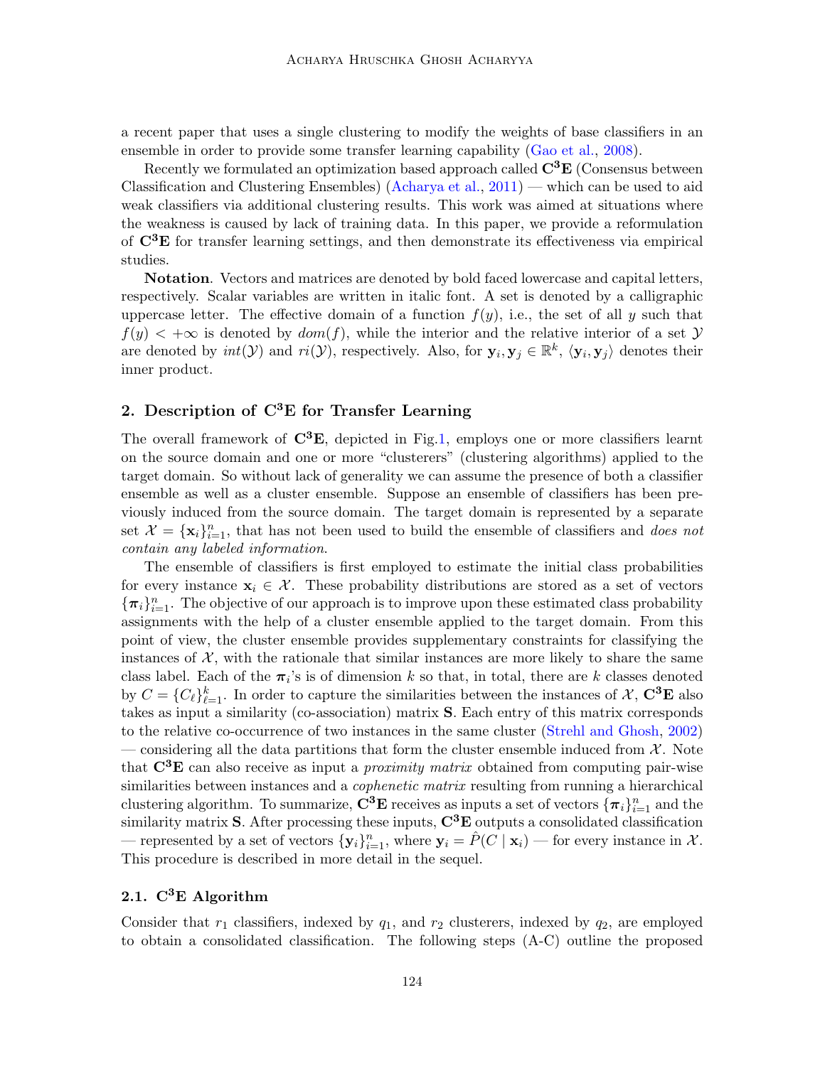a recent paper that uses a single clustering to modify the weights of base classifiers in an ensemble in order to provide some transfer learning capability (Gao et al., 2008).

Recently we formulated an optimization based approach called $\mathbf{C^3E}$ (Consensus between Classification and Clustering Ensembles) (Acharya et al., 2011) — which can be used to aid weak classifiers via additional clustering results. This work was aimed at situations where the weakness is caused by lack of training data. In this paper, we provide a reformulation of $\mathbf{C^3E}$ for transfer learning settings, and then demonstrate its effectiveness via empirical studies.

**Notation**. Vectors and matrices are denoted by bold faced lowercase and capital letters, respectively. Scalar variables are written in italic font. A set is denoted by a calligraphic uppercase letter. The effective domain of a function $f(y)$, i.e., the set of all $y$ such that $f(y) < +\infty$ is denoted by $dom(f)$, while the interior and the relative interior of a set $\mathcal{Y}$ are denoted by $int(\mathcal{Y})$ and $ri(\mathcal{Y})$, respectively. Also, for $\mathbf{y}_i, \mathbf{y}_j \in \mathbb{R}^k$, $\langle \mathbf{y}_i, \mathbf{y}_j \rangle$ denotes their inner product.

## 2. Description of $\mathbf{C^3E}$ for Transfer Learning

The overall framework of $\mathbf{C^3E}$, depicted in Fig.1, employs one or more classifiers learnt on the source domain and one or more "clusterers" (clustering algorithms) applied to the target domain. So without lack of generality we can assume the presence of both a classifier ensemble as well as a cluster ensemble. Suppose an ensemble of classifiers has been previously induced from the source domain. The target domain is represented by a separate set $\mathcal{X} = \{\mathbf{x}_i\}_{i=1}^n$, that has not been used to build the ensemble of classifiers and *does not contain any labeled information*.

The ensemble of classifiers is first employed to estimate the initial class probabilities for every instance $\mathbf{x}_i \in \mathcal{X}$. These probability distributions are stored as a set of vectors $\{\boldsymbol{\pi}_i\}_{i=1}^n$. The objective of our approach is to improve upon these estimated class probability assignments with the help of a cluster ensemble applied to the target domain. From this point of view, the cluster ensemble provides supplementary constraints for classifying the instances of $\mathcal{X}$, with the rationale that similar instances are more likely to share the same class label. Each of the $\boldsymbol{\pi}_i$'s is of dimension $k$ so that, in total, there are $k$ classes denoted by $C = \{C_\ell\}_{\ell=1}^k$. In order to capture the similarities between the instances of $\mathcal{X}$, $\mathbf{C^3E}$ also takes as input a similarity (co-association) matrix $\mathbf{S}$. Each entry of this matrix corresponds to the relative co-occurrence of two instances in the same cluster (Strehl and Ghosh, 2002) — considering all the data partitions that form the cluster ensemble induced from $\mathcal{X}$. Note that $\mathbf{C^3E}$ can also receive as input a *proximity matrix* obtained from computing pair-wise similarities between instances and a *cophenetic matrix* resulting from running a hierarchical clustering algorithm. To summarize, $\mathbf{C^3E}$ receives as inputs a set of vectors $\{\boldsymbol{\pi}_i\}_{i=1}^n$ and the similarity matrix $\mathbf{S}$. After processing these inputs, $\mathbf{C^3E}$ outputs a consolidated classification — represented by a set of vectors $\{\mathbf{y}_i\}_{i=1}^n$, where $\mathbf{y}_i = \hat{P}(C \mid \mathbf{x}_i)$ — for every instance in $\mathcal{X}$. This procedure is described in more detail in the sequel.

### 2.1. $\mathbf{C^3E}$ Algorithm

Consider that $r_1$ classifiers, indexed by $q_1$, and $r_2$ clusterers, indexed by $q_2$, are employed to obtain a consolidated classification. The following steps (A-C) outline the proposed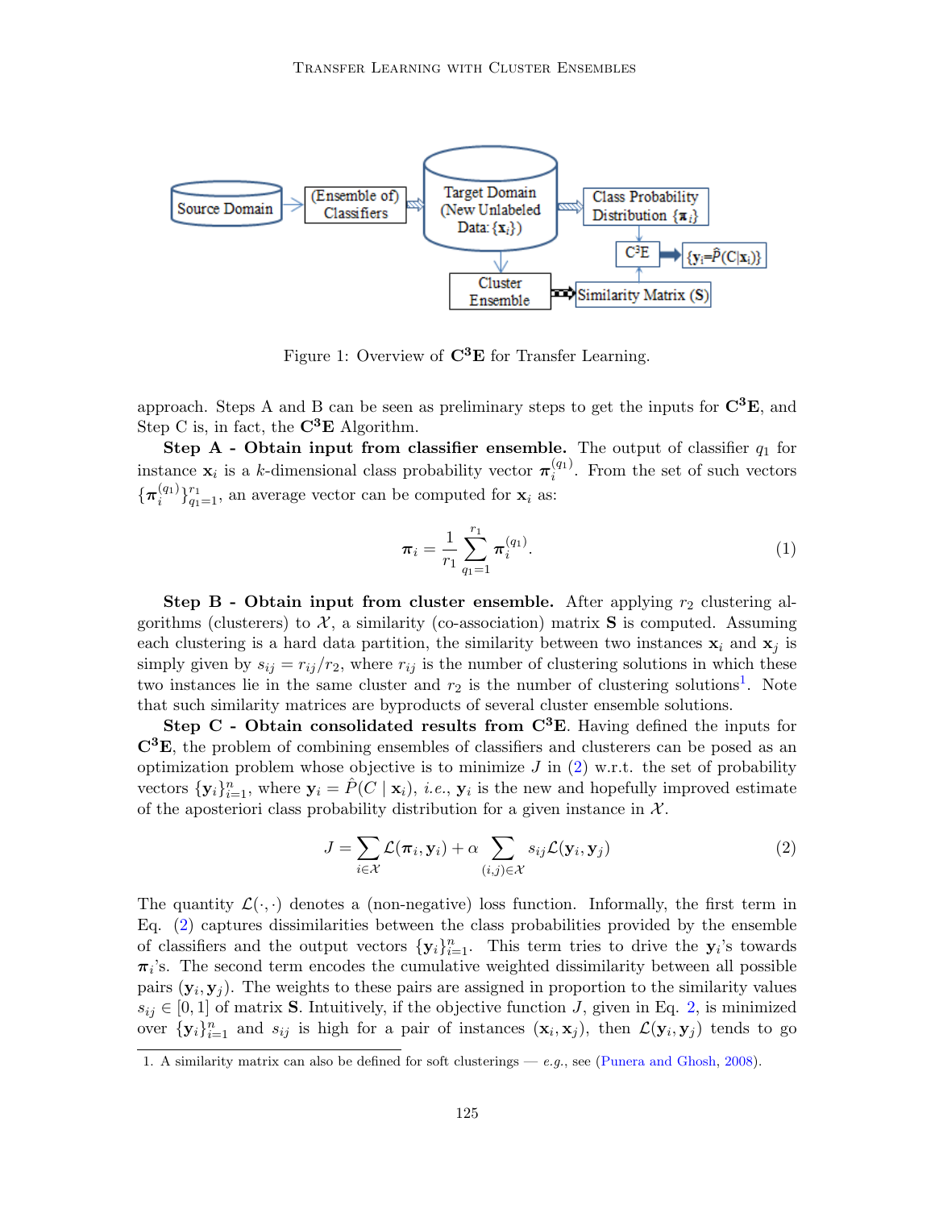Figure 1: Overview of $\mathbf{C^3E}$ for Transfer Learning.

approach. Steps A and B can be seen as preliminary steps to get the inputs for $\mathbf{C^3E}$, and Step C is, in fact, the $\mathbf{C^3E}$ Algorithm.

**Step A - Obtain input from classifier ensemble.** The output of classifier $q_1$ for instance $\mathbf{x}_i$ is a $k$-dimensional class probability vector $\boldsymbol{\pi}_i^{(q_1)}$. From the set of such vectors $\{\boldsymbol{\pi}_i^{(q_1)}\}_{q_1=1}^{r_1}$, an average vector can be computed for $\mathbf{x}_i$ as:

$$\boldsymbol{\pi}_i = \frac{1}{r_1} \sum_{q_1=1}^{r_1} \boldsymbol{\pi}_i^{(q_1)}. \tag{1}$$

**Step B - Obtain input from cluster ensemble.** After applying $r_2$ clustering algorithms (clusterers) to $\mathcal{X}$, a similarity (co-association) matrix $\mathbf{S}$ is computed. Assuming each clustering is a hard data partition, the similarity between two instances $\mathbf{x}_i$ and $\mathbf{x}_j$ is simply given by $s_{ij} = r_{ij}/r_2$, where $r_{ij}$ is the number of clustering solutions in which these two instances lie in the same cluster and $r_2$ is the number of clustering solutions[1]. Note that such similarity matrices are byproducts of several cluster ensemble solutions.

**Step C - Obtain consolidated results from $\mathbf{C^3E}$.** Having defined the inputs for $\mathbf{C^3E}$, the problem of combining ensembles of classifiers and clusterers can be posed as an optimization problem whose objective is to minimize $J$ in (2) w.r.t. the set of probability vectors $\{\mathbf{y}_i\}_{i=1}^n$, where $\mathbf{y}_i = \hat{P}(C \mid \mathbf{x}_i)$, *i.e.*, $\mathbf{y}_i$ is the new and hopefully improved estimate of the aposteriori class probability distribution for a given instance in $\mathcal{X}$.

$$J = \sum_{i \in \mathcal{X}} \mathcal{L}(\boldsymbol{\pi}_i, \mathbf{y}_i) + \alpha \sum_{(i,j) \in \mathcal{X}} s_{ij} \mathcal{L}(\mathbf{y}_i, \mathbf{y}_j) \tag{2}$$

The quantity $\mathcal{L}(\cdot,\cdot)$ denotes a (non-negative) loss function. Informally, the first term in Eq. (2) captures dissimilarities between the class probabilities provided by the ensemble of classifiers and the output vectors $\{\mathbf{y}_i\}_{i=1}^n$. This term tries to drive the $\mathbf{y}_i$'s towards $\boldsymbol{\pi}_i$'s. The second term encodes the cumulative weighted dissimilarity between all possible pairs $(\mathbf{y}_i, \mathbf{y}_j)$. The weights to these pairs are assigned in proportion to the similarity values $s_{ij} \in [0, 1]$ of matrix $\mathbf{S}$. Intuitively, if the objective function $J$, given in Eq. 2, is minimized over $\{\mathbf{y}_i\}_{i=1}^n$ and $s_{ij}$ is high for a pair of instances $(\mathbf{x}_i, \mathbf{x}_j)$, then $\mathcal{L}(\mathbf{y}_i, \mathbf{y}_j)$ tends to go

1. A similarity matrix can also be defined for soft clusterings — *e.g.*, see (Punera and Ghosh, 2008).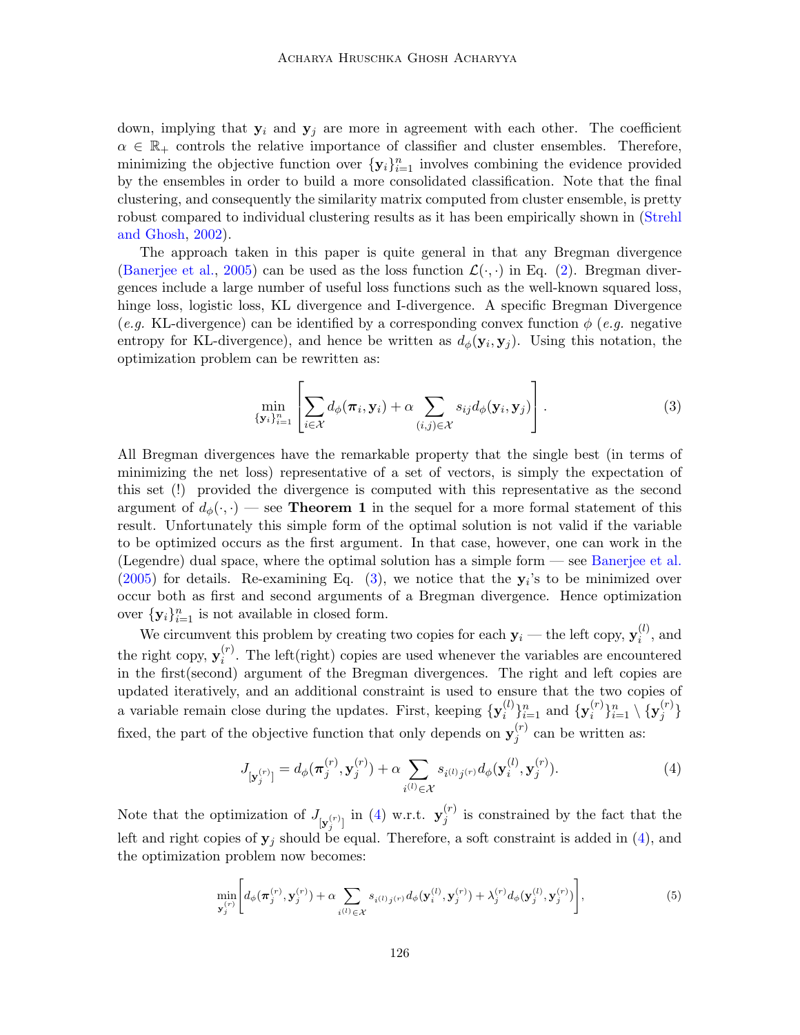down, implying that $\mathbf{y}_i$ and $\mathbf{y}_j$ are more in agreement with each other. The coefficient $\alpha \in \mathbb{R}_+$ controls the relative importance of classifier and cluster ensembles. Therefore, minimizing the objective function over $\{\mathbf{y}_i\}_{i=1}^n$ involves combining the evidence provided by the ensembles in order to build a more consolidated classification. Note that the final clustering, and consequently the similarity matrix computed from cluster ensemble, is pretty robust compared to individual clustering results as it has been empirically shown in (Strehl and Ghosh, 2002).

The approach taken in this paper is quite general in that any Bregman divergence (Banerjee et al., 2005) can be used as the loss function $\mathcal{L}(\cdot,\cdot)$ in Eq. (2). Bregman divergences include a large number of useful loss functions such as the well-known squared loss, hinge loss, logistic loss, KL divergence and I-divergence. A specific Bregman Divergence (*e.g.* KL-divergence) can be identified by a corresponding convex function $\phi$ (*e.g.* negative entropy for KL-divergence), and hence be written as $d_\phi(\mathbf{y}_i, \mathbf{y}_j)$. Using this notation, the optimization problem can be rewritten as:

$$\min_{\{\mathbf{y}_i\}_{i=1}^n} \left[ \sum_{i \in \mathcal{X}} d_\phi(\boldsymbol{\pi}_i, \mathbf{y}_i) + \alpha \sum_{(i,j) \in \mathcal{X}} s_{ij} d_\phi(\mathbf{y}_i, \mathbf{y}_j) \right]. \tag{3}$$

All Bregman divergences have the remarkable property that the single best (in terms of minimizing the net loss) representative of a set of vectors, is simply the expectation of this set (!) provided the divergence is computed with this representative as the second argument of $d_\phi(\cdot,\cdot)$ — see **Theorem 1** in the sequel for a more formal statement of this result. Unfortunately this simple form of the optimal solution is not valid if the variable to be optimized occurs as the first argument. In that case, however, one can work in the (Legendre) dual space, where the optimal solution has a simple form — see Banerjee et al. (2005) for details. Re-examining Eq. (3), we notice that the $\mathbf{y}_i$'s to be minimized over occur both as first and second arguments of a Bregman divergence. Hence optimization over $\{\mathbf{y}_i\}_{i=1}^n$ is not available in closed form.

We circumvent this problem by creating two copies for each $\mathbf{y}_i$ — the left copy, $\mathbf{y}_i^{(l)}$, and the right copy, $\mathbf{y}_i^{(r)}$. The left(right) copies are used whenever the variables are encountered in the first(second) argument of the Bregman divergences. The right and left copies are updated iteratively, and an additional constraint is used to ensure that the two copies of a variable remain close during the updates. First, keeping $\{\mathbf{y}_i^{(l)}\}_{i=1}^n$ and $\{\mathbf{y}_i^{(r)}\}_{i=1}^n \setminus \{\mathbf{y}_j^{(r)}\}$ fixed, the part of the objective function that only depends on $\mathbf{y}_j^{(r)}$ can be written as:

$$J_{[\mathbf{y}_j^{(r)}]} = d_\phi(\boldsymbol{\pi}_j^{(r)}, \mathbf{y}_j^{(r)}) + \alpha \sum_{i^{(l)} \in \mathcal{X}} s_{i^{(l)}j^{(r)}} d_\phi(\mathbf{y}_i^{(l)}, \mathbf{y}_j^{(r)}). \tag{4}$$

Note that the optimization of $J_{[\mathbf{y}_j^{(r)}]}$ in (4) w.r.t. $\mathbf{y}_j^{(r)}$ is constrained by the fact that the left and right copies of $\mathbf{y}_j$ should be equal. Therefore, a soft constraint is added in (4), and the optimization problem now becomes:

$$\min_{\mathbf{y}_j^{(r)}} \left[ d_\phi(\boldsymbol{\pi}_j^{(r)}, \mathbf{y}_j^{(r)}) + \alpha \sum_{i^{(l)} \in \mathcal{X}} s_{i^{(l)}j^{(r)}} d_\phi(\mathbf{y}_i^{(l)}, \mathbf{y}_j^{(r)}) + \lambda_j^{(r)} d_\phi(\mathbf{y}_j^{(l)}, \mathbf{y}_j^{(r)}) \right], \tag{5}$$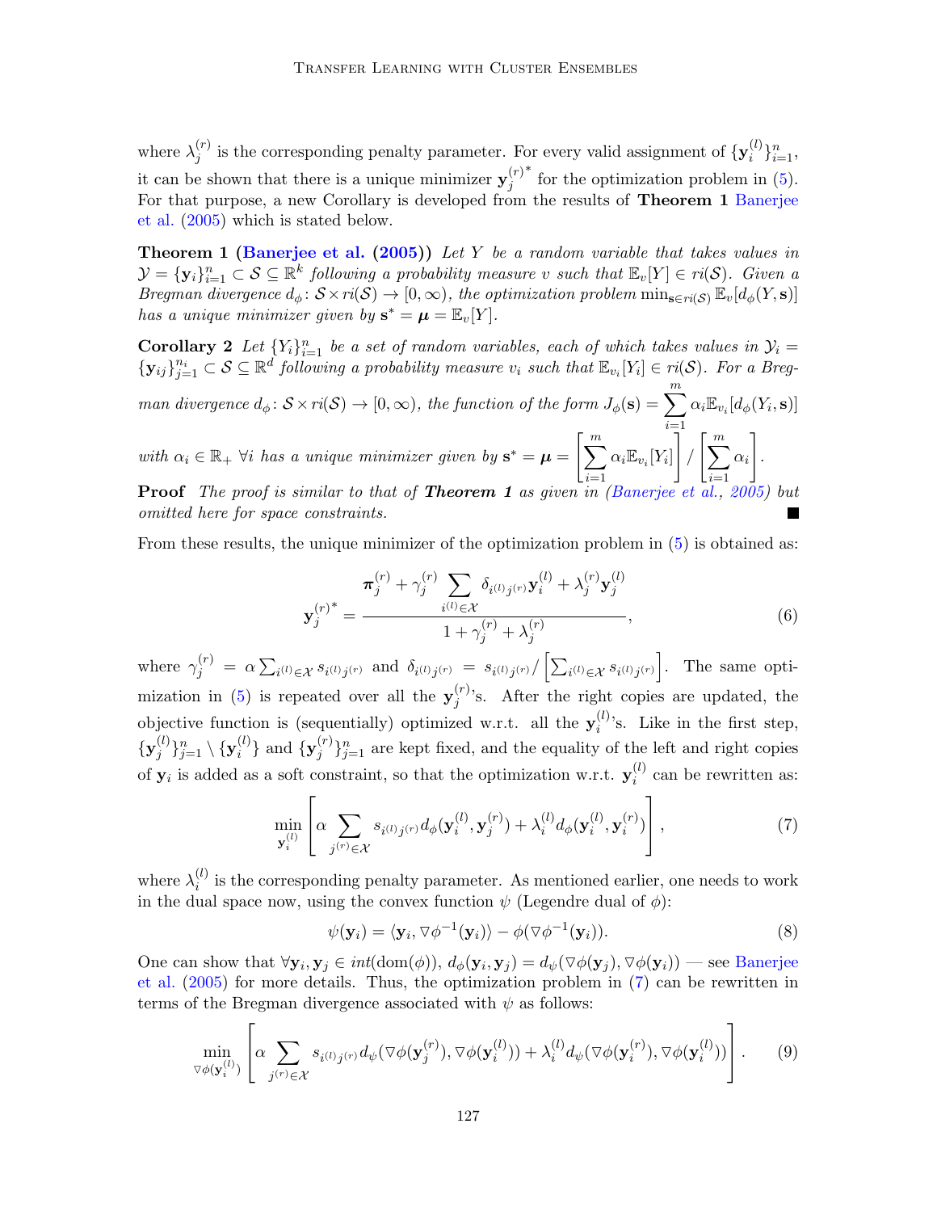where $\lambda_j^{(r)}$ is the corresponding penalty parameter. For every valid assignment of $\{\mathbf{y}_i^{(l)}\}_{i=1}^n$, it can be shown that there is a unique minimizer $\mathbf{y}_j^{(r)^*}$ for the optimization problem in (5). For that purpose, a new Corollary is developed from the results of **Theorem 1** Banerjee et al. (2005) which is stated below.

**Theorem 1 (Banerjee et al. (2005))** *Let $Y$ be a random variable that takes values in $\mathcal{Y} = \{\mathbf{y}_i\}_{i=1}^n \subset \mathcal{S} \subseteq \mathbb{R}^k$ following a probability measure $v$ such that $\mathbb{E}_v[Y] \in ri(\mathcal{S})$. Given a Bregman divergence $d_\phi \colon \mathcal{S} \times ri(\mathcal{S}) \to [0, \infty)$, the optimization problem $\min_{\mathbf{s} \in ri(\mathcal{S})} \mathbb{E}_v[d_\phi(Y, \mathbf{s})]$ has a unique minimizer given by $\mathbf{s}^* = \boldsymbol{\mu} = \mathbb{E}_v[Y]$.*

**Corollary 2** *Let $\{Y_i\}_{i=1}^n$ be a set of random variables, each of which takes values in $\mathcal{Y}_i = \{\mathbf{y}_{ij}\}_{j=1}^{n_i} \subset \mathcal{S} \subseteq \mathbb{R}^d$ following a probability measure $v_i$ such that $\mathbb{E}_{v_i}[Y_i] \in ri(\mathcal{S})$. For a Bregman divergence $d_\phi \colon \mathcal{S} \times ri(\mathcal{S}) \to [0, \infty)$, the function of the form $J_\phi(\mathbf{s}) = \sum_{i=1}^m \alpha_i \mathbb{E}_{v_i}[d_\phi(Y_i, \mathbf{s})]$ with $\alpha_i \in \mathbb{R}_+ \ \forall i$ has a unique minimizer given by $\mathbf{s}^* = \boldsymbol{\mu} = \left[\sum_{i=1}^m \alpha_i \mathbb{E}_{v_i}[Y_i]\right] / \left[\sum_{i=1}^m \alpha_i\right]$.*

**Proof** *The proof is similar to that of **Theorem 1** as given in (Banerjee et al., 2005) but omitted here for space constraints.* ∎

From these results, the unique minimizer of the optimization problem in (5) is obtained as:

$$\mathbf{y}_j^{(r)^*} = \frac{\boldsymbol{\pi}_j^{(r)} + \gamma_j^{(r)} \sum_{i^{(l)} \in \mathcal{X}} \delta_{i^{(l)} j^{(r)}} \mathbf{y}_i^{(l)} + \lambda_j^{(r)} \mathbf{y}_j^{(l)}}{1 + \gamma_j^{(r)} + \lambda_j^{(r)}}, \tag{6}$$

where $\gamma_j^{(r)} = \alpha \sum_{i^{(l)} \in \mathcal{X}} s_{i^{(l)} j^{(r)}}$ and $\delta_{i^{(l)} j^{(r)}} = s_{i^{(l)} j^{(r)}} / \left[\sum_{i^{(l)} \in \mathcal{X}} s_{i^{(l)} j^{(r)}}\right]$. The same optimization in (5) is repeated over all the $\mathbf{y}_j^{(r)}$'s. After the right copies are updated, the objective function is (sequentially) optimized w.r.t. all the $\mathbf{y}_i^{(l)}$'s. Like in the first step, $\{\mathbf{y}_j^{(l)}\}_{j=1}^n \setminus \{\mathbf{y}_i^{(l)}\}$ and $\{\mathbf{y}_j^{(r)}\}_{j=1}^n$ are kept fixed, and the equality of the left and right copies of $\mathbf{y}_i$ is added as a soft constraint, so that the optimization w.r.t. $\mathbf{y}_i^{(l)}$ can be rewritten as:

$$\min_{\mathbf{y}_i^{(l)}} \left[ \alpha \sum_{j^{(r)} \in \mathcal{X}} s_{i^{(l)} j^{(r)}} d_\phi(\mathbf{y}_i^{(l)}, \mathbf{y}_j^{(r)}) + \lambda_i^{(l)} d_\phi(\mathbf{y}_i^{(l)}, \mathbf{y}_i^{(r)}) \right], \tag{7}$$

where $\lambda_i^{(l)}$ is the corresponding penalty parameter. As mentioned earlier, one needs to work in the dual space now, using the convex function $\psi$ (Legendre dual of $\phi$):

$$\psi(\mathbf{y}_i) = \langle \mathbf{y}_i, \nabla\phi^{-1}(\mathbf{y}_i) \rangle - \phi(\nabla\phi^{-1}(\mathbf{y}_i)). \tag{8}$$

One can show that $\forall \mathbf{y}_i, \mathbf{y}_j \in int(\text{dom}(\phi))$, $d_\phi(\mathbf{y}_i, \mathbf{y}_j) = d_\psi(\nabla\phi(\mathbf{y}_j), \nabla\phi(\mathbf{y}_i))$ — see Banerjee et al. (2005) for more details. Thus, the optimization problem in (7) can be rewritten in terms of the Bregman divergence associated with $\psi$ as follows:

$$\min_{\nabla\phi(\mathbf{y}_i^{(l)})} \left[ \alpha \sum_{j^{(r)} \in \mathcal{X}} s_{i^{(l)} j^{(r)}} d_\psi(\nabla\phi(\mathbf{y}_j^{(r)}), \nabla\phi(\mathbf{y}_i^{(l)})) + \lambda_i^{(l)} d_\psi(\nabla\phi(\mathbf{y}_i^{(r)}), \nabla\phi(\mathbf{y}_i^{(l)})) \right]. \tag{9}$$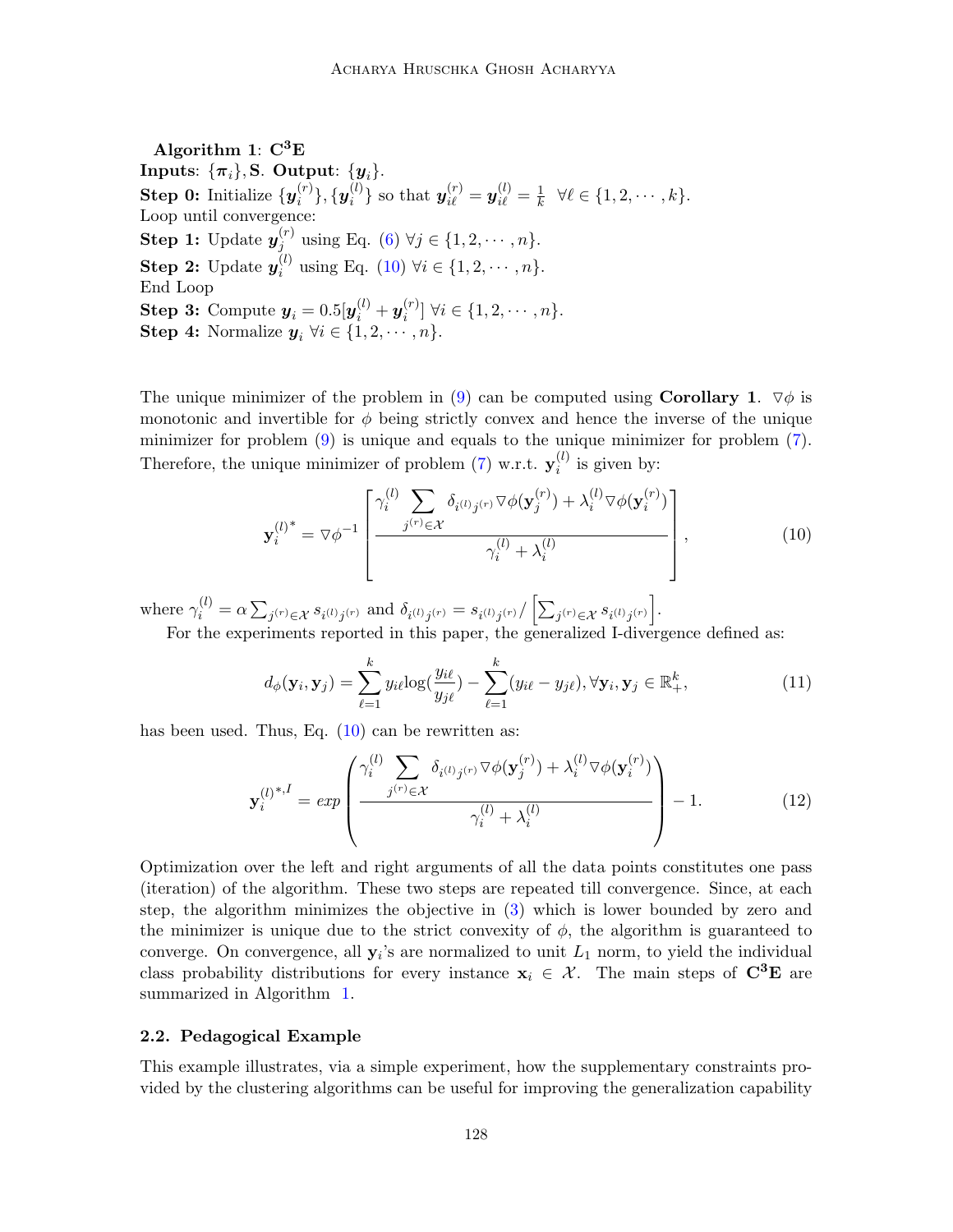**Algorithm 1**: $\mathbf{C^3E}$

**Inputs**: $\{\boldsymbol{\pi}_i\}, \mathbf{S}$. **Output**: $\{\boldsymbol{y}_i\}$.

**Step 0:** Initialize $\{\boldsymbol{y}_i^{(r)}\}, \{\boldsymbol{y}_i^{(l)}\}$ so that $\boldsymbol{y}_{i\ell}^{(r)} = \boldsymbol{y}_{i\ell}^{(l)} = \frac{1}{k} \ \ \forall \ell \in \{1, 2, \cdots, k\}$.

Loop until convergence:

**Step 1:** Update $\boldsymbol{y}_j^{(r)}$ using Eq. (6) $\forall j \in \{1, 2, \cdots, n\}$.

**Step 2:** Update $\boldsymbol{y}_i^{(l)}$ using Eq. (10) $\forall i \in \{1, 2, \cdots, n\}$.

End Loop

**Step 3:** Compute $\boldsymbol{y}_i = 0.5[\boldsymbol{y}_i^{(l)} + \boldsymbol{y}_i^{(r)}] \ \forall i \in \{1, 2, \cdots, n\}$.

**Step 4:** Normalize $\boldsymbol{y}_i \ \forall i \in \{1, 2, \cdots, n\}$.

The unique minimizer of the problem in (9) can be computed using **Corollary 1**. $\nabla\phi$ is monotonic and invertible for $\phi$ being strictly convex and hence the inverse of the unique minimizer for problem (9) is unique and equals to the unique minimizer for problem (7). Therefore, the unique minimizer of problem (7) w.r.t. $\mathbf{y}_i^{(l)}$ is given by:

$$\mathbf{y}_i^{(l)^*} = \nabla\phi^{-1}\left[\frac{\gamma_i^{(l)} \sum_{j^{(r)} \in \mathcal{X}} \delta_{i^{(l)}j^{(r)}} \nabla\phi(\mathbf{y}_j^{(r)}) + \lambda_i^{(l)} \nabla\phi(\mathbf{y}_i^{(r)})}{\gamma_i^{(l)} + \lambda_i^{(l)}}\right], \tag{10}$$

where $\gamma_i^{(l)} = \alpha \sum_{j^{(r)} \in \mathcal{X}} s_{i^{(l)}j^{(r)}}$ and $\delta_{i^{(l)}j^{(r)}} = s_{i^{(l)}j^{(r)}} / \left[\sum_{j^{(r)} \in \mathcal{X}} s_{i^{(l)}j^{(r)}}\right]$.

For the experiments reported in this paper, the generalized I-divergence defined as:

$$d_\phi(\mathbf{y}_i, \mathbf{y}_j) = \sum_{\ell=1}^{k} y_{i\ell} \log\left(\frac{y_{i\ell}}{y_{j\ell}}\right) - \sum_{\ell=1}^{k} (y_{i\ell} - y_{j\ell}), \forall \mathbf{y}_i, \mathbf{y}_j \in \mathbb{R}_+^k, \tag{11}$$

has been used. Thus, Eq. (10) can be rewritten as:

$$\mathbf{y}_i^{(l)^{*,I}} = exp\left(\frac{\gamma_i^{(l)} \sum_{j^{(r)} \in \mathcal{X}} \delta_{i^{(l)}j^{(r)}} \nabla\phi(\mathbf{y}_j^{(r)}) + \lambda_i^{(l)} \nabla\phi(\mathbf{y}_i^{(r)})}{\gamma_i^{(l)} + \lambda_i^{(l)}}\right) - 1. \tag{12}$$

Optimization over the left and right arguments of all the data points constitutes one pass (iteration) of the algorithm. These two steps are repeated till convergence. Since, at each step, the algorithm minimizes the objective in (3) which is lower bounded by zero and the minimizer is unique due to the strict convexity of $\phi$, the algorithm is guaranteed to converge. On convergence, all $\mathbf{y}_i$'s are normalized to unit $L_1$ norm, to yield the individual class probability distributions for every instance $\mathbf{x}_i \in \mathcal{X}$. The main steps of $\mathbf{C^3E}$ are summarized in Algorithm 1.

### 2.2. Pedagogical Example

This example illustrates, via a simple experiment, how the supplementary constraints provided by the clustering algorithms can be useful for improving the generalization capability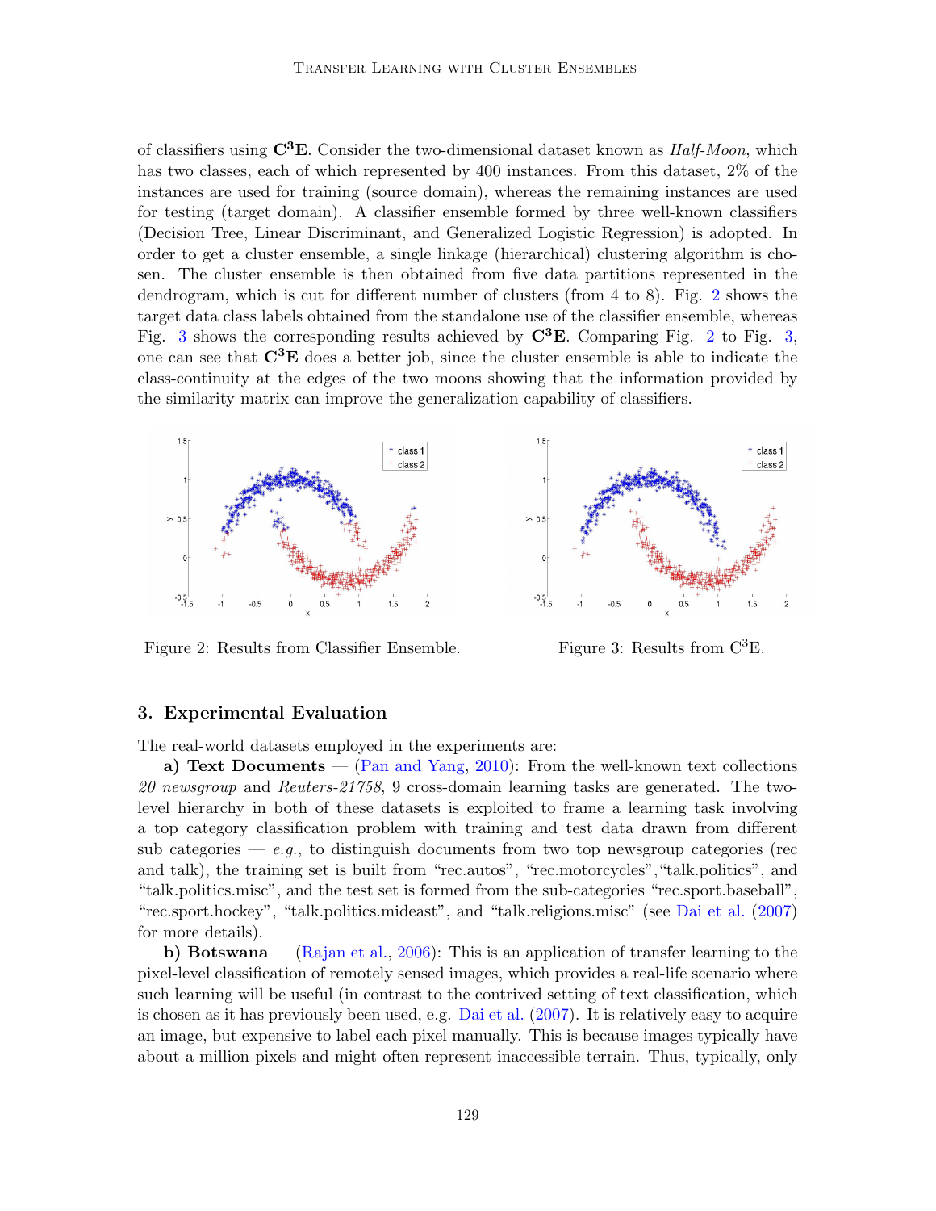of classifiers using $\mathbf{C^3E}$. Consider the two-dimensional dataset known as *Half-Moon*, which has two classes, each of which represented by 400 instances. From this dataset, 2% of the instances are used for training (source domain), whereas the remaining instances are used for testing (target domain). A classifier ensemble formed by three well-known classifiers (Decision Tree, Linear Discriminant, and Generalized Logistic Regression) is adopted. In order to get a cluster ensemble, a single linkage (hierarchical) clustering algorithm is chosen. The cluster ensemble is then obtained from five data partitions represented in the dendrogram, which is cut for different number of clusters (from 4 to 8). Fig. 2 shows the target data class labels obtained from the standalone use of the classifier ensemble, whereas Fig. 3 shows the corresponding results achieved by $\mathbf{C^3E}$. Comparing Fig. 2 to Fig. 3, one can see that $\mathbf{C^3E}$ does a better job, since the cluster ensemble is able to indicate the class-continuity at the edges of the two moons showing that the information provided by the similarity matrix can improve the generalization capability of classifiers.

Figure 2: Results from Classifier Ensemble.

Figure 3: Results from $C^3$E.

## 3. Experimental Evaluation

The real-world datasets employed in the experiments are:

**a) Text Documents** — (Pan and Yang, 2010): From the well-known text collections *20 newsgroup* and *Reuters-21758*, 9 cross-domain learning tasks are generated. The two-level hierarchy in both of these datasets is exploited to frame a learning task involving a top category classification problem with training and test data drawn from different sub categories — *e.g.*, to distinguish documents from two top newsgroup categories (rec and talk), the training set is built from "rec.autos", "rec.motorcycles","talk.politics", and "talk.politics.misc", and the test set is formed from the sub-categories "rec.sport.baseball", "rec.sport.hockey", "talk.politics.mideast", and "talk.religions.misc" (see Dai et al. (2007) for more details).

**b) Botswana** — (Rajan et al., 2006): This is an application of transfer learning to the pixel-level classification of remotely sensed images, which provides a real-life scenario where such learning will be useful (in contrast to the contrived setting of text classification, which is chosen as it has previously been used, e.g. Dai et al. (2007). It is relatively easy to acquire an image, but expensive to label each pixel manually. This is because images typically have about a million pixels and might often represent inaccessible terrain. Thus, typically, only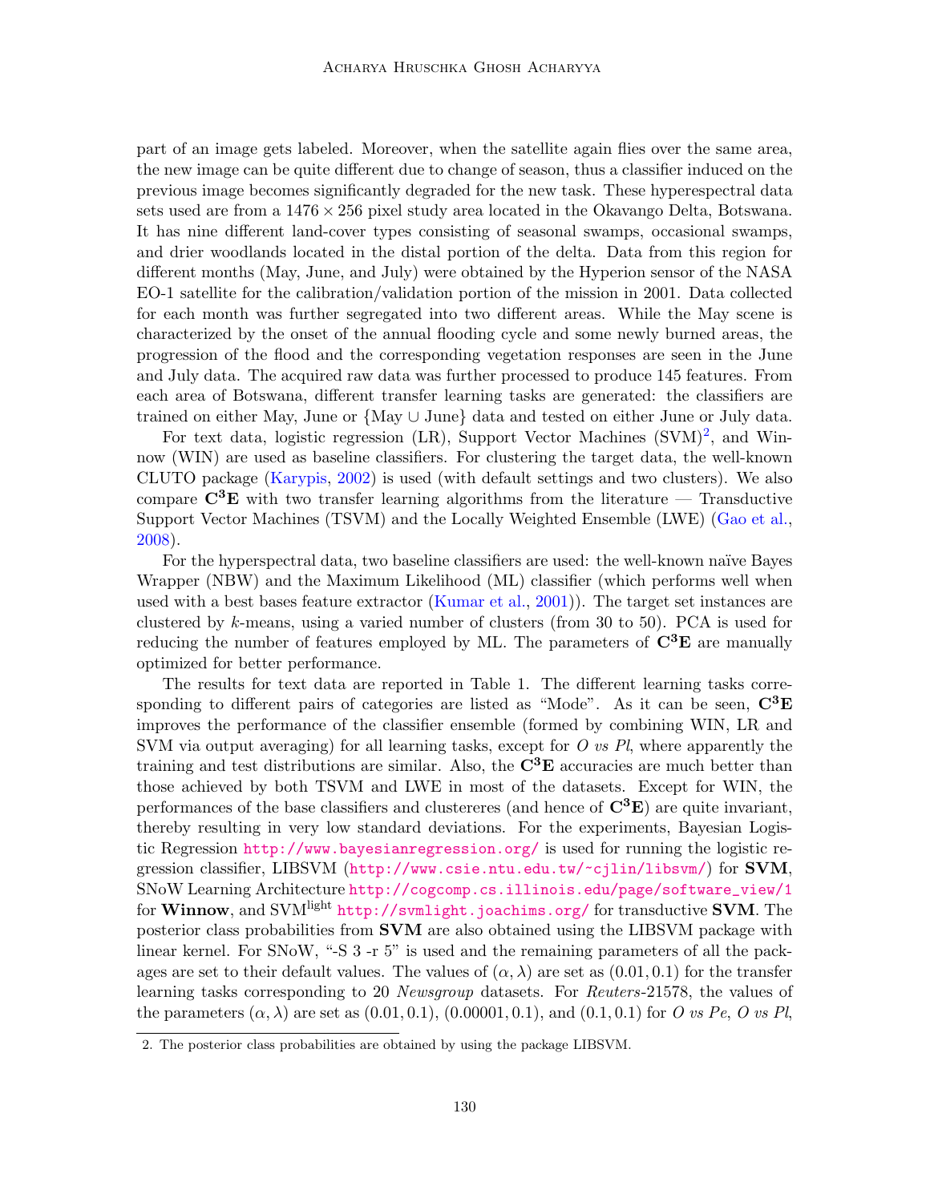part of an image gets labeled. Moreover, when the satellite again flies over the same area, the new image can be quite different due to change of season, thus a classifier induced on the previous image becomes significantly degraded for the new task. These hyperespectral data sets used are from a $1476 \times 256$ pixel study area located in the Okavango Delta, Botswana. It has nine different land-cover types consisting of seasonal swamps, occasional swamps, and drier woodlands located in the distal portion of the delta. Data from this region for different months (May, June, and July) were obtained by the Hyperion sensor of the NASA EO-1 satellite for the calibration/validation portion of the mission in 2001. Data collected for each month was further segregated into two different areas. While the May scene is characterized by the onset of the annual flooding cycle and some newly burned areas, the progression of the flood and the corresponding vegetation responses are seen in the June and July data. The acquired raw data was further processed to produce 145 features. From each area of Botswana, different transfer learning tasks are generated: the classifiers are trained on either May, June or {May ∪ June} data and tested on either June or July data.

For text data, logistic regression (LR), Support Vector Machines (SVM)[2], and Winnow (WIN) are used as baseline classifiers. For clustering the target data, the well-known CLUTO package (Karypis, 2002) is used (with default settings and two clusters). We also compare $\mathbf{C^3E}$ with two transfer learning algorithms from the literature — Transductive Support Vector Machines (TSVM) and the Locally Weighted Ensemble (LWE) (Gao et al., 2008).

For the hyperspectral data, two baseline classifiers are used: the well-known naïve Bayes Wrapper (NBW) and the Maximum Likelihood (ML) classifier (which performs well when used with a best bases feature extractor (Kumar et al., 2001)). The target set instances are clustered by $k$-means, using a varied number of clusters (from 30 to 50). PCA is used for reducing the number of features employed by ML. The parameters of $\mathbf{C^3E}$ are manually optimized for better performance.

The results for text data are reported in Table 1. The different learning tasks corresponding to different pairs of categories are listed as "Mode". As it can be seen, $\mathbf{C^3E}$ improves the performance of the classifier ensemble (formed by combining WIN, LR and SVM via output averaging) for all learning tasks, except for *O vs Pl*, where apparently the training and test distributions are similar. Also, the $\mathbf{C^3E}$ accuracies are much better than those achieved by both TSVM and LWE in most of the datasets. Except for WIN, the performances of the base classifiers and clustereres (and hence of $\mathbf{C^3E}$) are quite invariant, thereby resulting in very low standard deviations. For the experiments, Bayesian Logistic Regression http://www.bayesianregression.org/ is used for running the logistic regression classifier, LIBSVM (http://www.csie.ntu.edu.tw/~cjlin/libsvm/) for **SVM**, SNoW Learning Architecture http://cogcomp.cs.illinois.edu/page/software_view/1 for **Winnow**, and SVM[light] http://svmlight.joachims.org/ for transductive **SVM**. The posterior class probabilities from **SVM** are also obtained using the LIBSVM package with linear kernel. For SNoW, "-S 3 -r 5" is used and the remaining parameters of all the packages are set to their default values. The values of $(\alpha, \lambda)$ are set as $(0.01, 0.1)$ for the transfer learning tasks corresponding to 20 *Newsgroup* datasets. For *Reuters*-21578, the values of the parameters $(\alpha, \lambda)$ are set as $(0.01, 0.1)$, $(0.00001, 0.1)$, and $(0.1, 0.1)$ for *O vs Pe*, *O vs Pl*,

2. The posterior class probabilities are obtained by using the package LIBSVM.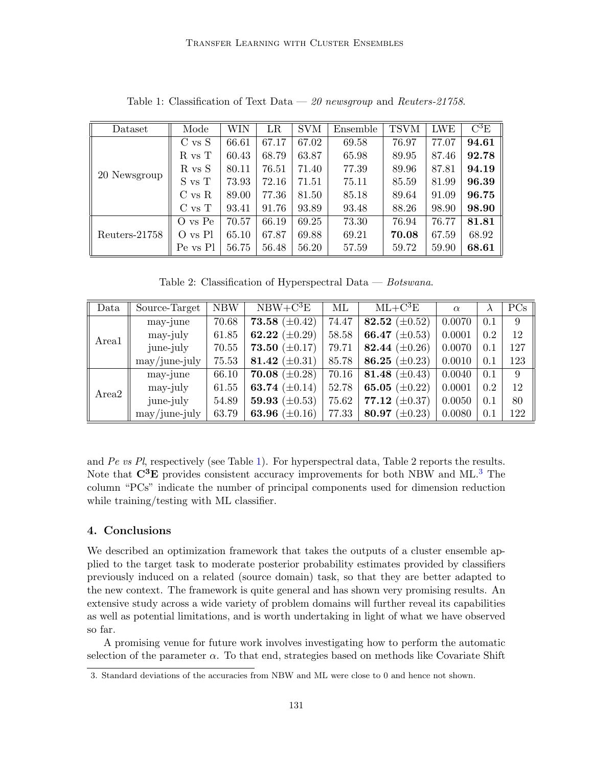Table 1: Classification of Text Data — *20 newsgroup* and *Reuters-21758*.

| Dataset | Mode | WIN | LR | SVM | Ensemble | TSVM | LWE | $C^3E$ |
|---|---|---|---|---|---|---|---|---|
| 20 Newsgroup | C vs S | 66.61 | 67.17 | 67.02 | 69.58 | 76.97 | 77.07 | **94.61** |
| | R vs T | 60.43 | 68.79 | 63.87 | 65.98 | 89.95 | 87.46 | **92.78** |
| | R vs S | 80.11 | 76.51 | 71.40 | 77.39 | 89.96 | 87.81 | **94.19** |
| | S vs T | 73.93 | 72.16 | 71.51 | 75.11 | 85.59 | 81.99 | **96.39** |
| | C vs R | 89.00 | 77.36 | 81.50 | 85.18 | 89.64 | 91.09 | **96.75** |
| | C vs T | 93.41 | 91.76 | 93.89 | 93.48 | 88.26 | 98.90 | **98.90** |
| Reuters-21758 | O vs Pe | 70.57 | 66.19 | 69.25 | 73.30 | 76.94 | 76.77 | **81.81** |
| | O vs Pl | 65.10 | 67.87 | 69.88 | 69.21 | **70.08** | 67.59 | 68.92 |
| | Pe vs Pl | 56.75 | 56.48 | 56.20 | 57.59 | 59.72 | 59.90 | **68.61** |

Table 2: Classification of Hyperspectral Data — *Botswana*.

| Data | Source-Target | NBW | NBW+$C^3E$ | ML | ML+$C^3E$ | $\alpha$ | $\lambda$ | PCs |
|---|---|---|---|---|---|---|---|---|
| Area1 | may-june | 70.68 | **73.58** ($\pm 0.42$) | 74.47 | **82.52** ($\pm 0.52$) | 0.0070 | 0.1 | 9 |
| | may-july | 61.85 | **62.22** ($\pm 0.29$) | 58.58 | **66.47** ($\pm 0.53$) | 0.0001 | 0.2 | 12 |
| | june-july | 70.55 | **73.50** ($\pm 0.17$) | 79.71 | **82.44** ($\pm 0.26$) | 0.0070 | 0.1 | 127 |
| | may/june-july | 75.53 | **81.42** ($\pm 0.31$) | 85.78 | **86.25** ($\pm 0.23$) | 0.0010 | 0.1 | 123 |
| Area2 | may-june | 66.10 | **70.08** ($\pm 0.28$) | 70.16 | **81.48** ($\pm 0.43$) | 0.0040 | 0.1 | 9 |
| | may-july | 61.55 | **63.74** ($\pm 0.14$) | 52.78 | **65.05** ($\pm 0.22$) | 0.0001 | 0.2 | 12 |
| | june-july | 54.89 | **59.93** ($\pm 0.53$) | 75.62 | **77.12** ($\pm 0.37$) | 0.0050 | 0.1 | 80 |
| | may/june-july | 63.79 | **63.96** ($\pm 0.16$) | 77.33 | **80.97** ($\pm 0.23$) | 0.0080 | 0.1 | 122 |

and *Pe vs Pl*, respectively (see Table 1). For hyperspectral data, Table 2 reports the results. Note that $\mathbf{C^3E}$ provides consistent accuracy improvements for both NBW and ML.[3] The column "PCs" indicate the number of principal components used for dimension reduction while training/testing with ML classifier.

## 4. Conclusions

We described an optimization framework that takes the outputs of a cluster ensemble applied to the target task to moderate posterior probability estimates provided by classifiers previously induced on a related (source domain) task, so that they are better adapted to the new context. The framework is quite general and has shown very promising results. An extensive study across a wide variety of problem domains will further reveal its capabilities as well as potential limitations, and is worth undertaking in light of what we have observed so far.

A promising venue for future work involves investigating how to perform the automatic selection of the parameter $\alpha$. To that end, strategies based on methods like Covariate Shift

3. Standard deviations of the accuracies from NBW and ML were close to 0 and hence not shown.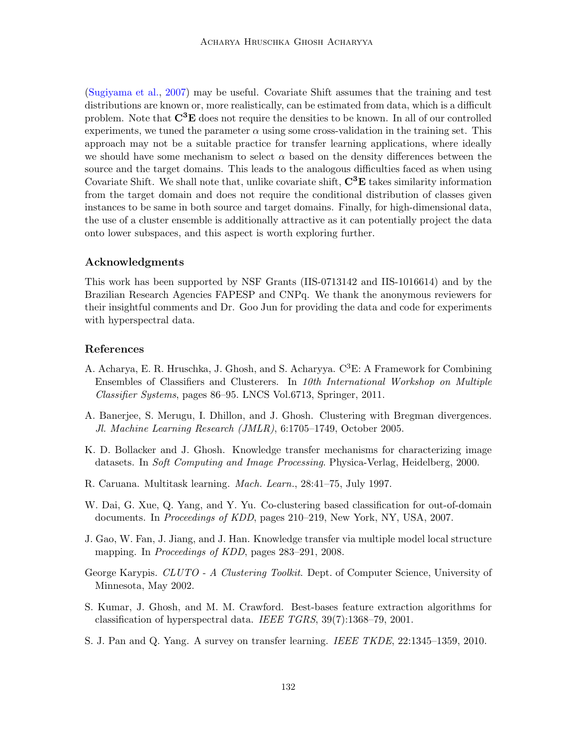(Sugiyama et al., 2007) may be useful. Covariate Shift assumes that the training and test distributions are known or, more realistically, can be estimated from data, which is a difficult problem. Note that $\mathbf{C^3E}$ does not require the densities to be known. In all of our controlled experiments, we tuned the parameter $\alpha$ using some cross-validation in the training set. This approach may not be a suitable practice for transfer learning applications, where ideally we should have some mechanism to select $\alpha$ based on the density differences between the source and the target domains. This leads to the analogous difficulties faced as when using Covariate Shift. We shall note that, unlike covariate shift, $\mathbf{C^3E}$ takes similarity information from the target domain and does not require the conditional distribution of classes given instances to be same in both source and target domains. Finally, for high-dimensional data, the use of a cluster ensemble is additionally attractive as it can potentially project the data onto lower subspaces, and this aspect is worth exploring further.

## Acknowledgments

This work has been supported by NSF Grants (IIS-0713142 and IIS-1016614) and by the Brazilian Research Agencies FAPESP and CNPq. We thank the anonymous reviewers for their insightful comments and Dr. Goo Jun for providing the data and code for experiments with hyperspectral data.

## References

A. Acharya, E. R. Hruschka, J. Ghosh, and S. Acharyya. C$^3$E: A Framework for Combining Ensembles of Classifiers and Clusterers. In *10th International Workshop on Multiple Classifier Systems*, pages 86–95. LNCS Vol.6713, Springer, 2011.

A. Banerjee, S. Merugu, I. Dhillon, and J. Ghosh. Clustering with Bregman divergences. *Jl. Machine Learning Research (JMLR)*, 6:1705–1749, October 2005.

K. D. Bollacker and J. Ghosh. Knowledge transfer mechanisms for characterizing image datasets. In *Soft Computing and Image Processing*. Physica-Verlag, Heidelberg, 2000.

R. Caruana. Multitask learning. *Mach. Learn.*, 28:41–75, July 1997.

W. Dai, G. Xue, Q. Yang, and Y. Yu. Co-clustering based classification for out-of-domain documents. In *Proceedings of KDD*, pages 210–219, New York, NY, USA, 2007.

J. Gao, W. Fan, J. Jiang, and J. Han. Knowledge transfer via multiple model local structure mapping. In *Proceedings of KDD*, pages 283–291, 2008.

George Karypis. *CLUTO - A Clustering Toolkit*. Dept. of Computer Science, University of Minnesota, May 2002.

S. Kumar, J. Ghosh, and M. M. Crawford. Best-bases feature extraction algorithms for classification of hyperspectral data. *IEEE TGRS*, 39(7):1368–79, 2001.

S. J. Pan and Q. Yang. A survey on transfer learning. *IEEE TKDE*, 22:1345–1359, 2010.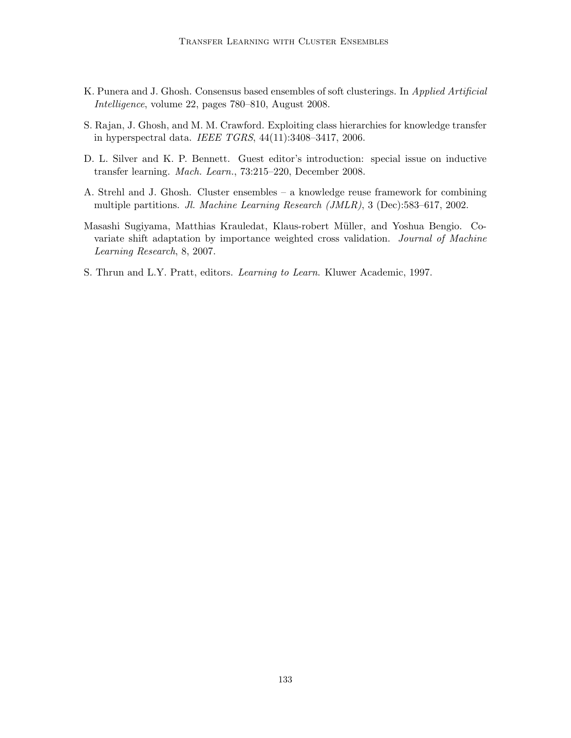K. Punera and J. Ghosh. Consensus based ensembles of soft clusterings. In *Applied Artificial Intelligence*, volume 22, pages 780–810, August 2008.

S. Rajan, J. Ghosh, and M. M. Crawford. Exploiting class hierarchies for knowledge transfer in hyperspectral data. *IEEE TGRS*, 44(11):3408–3417, 2006.

D. L. Silver and K. P. Bennett. Guest editor's introduction: special issue on inductive transfer learning. *Mach. Learn.*, 73:215–220, December 2008.

A. Strehl and J. Ghosh. Cluster ensembles – a knowledge reuse framework for combining multiple partitions. *Jl. Machine Learning Research (JMLR)*, 3 (Dec):583–617, 2002.

Masashi Sugiyama, Matthias Krauledat, Klaus-robert Müller, and Yoshua Bengio. Covariate shift adaptation by importance weighted cross validation. *Journal of Machine Learning Research*, 8, 2007.

S. Thrun and L.Y. Pratt, editors. *Learning to Learn*. Kluwer Academic, 1997.